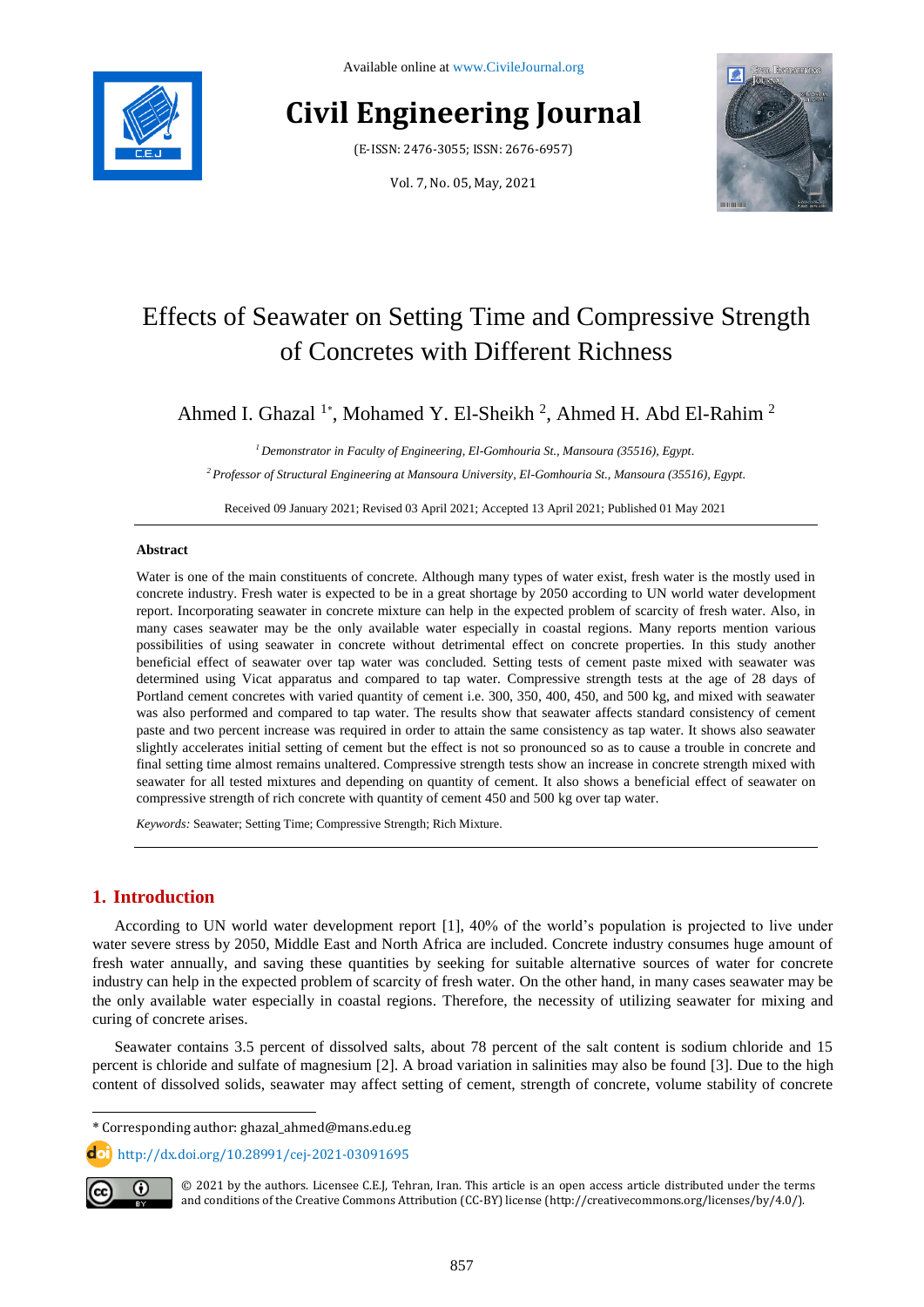Available online at www.CivileJournal.org

# Civil Engineering Journal

(E-ISSN: 2476-3055; ISSN: 2676-6957)

Vol. 7, No. 05, May, 2021

# Effects of Seawater on Setting Time and Compressive Strength of Concretes with Different Richness

Ahmed I. Ghazal [1*], Mohamed Y. El-Sheikh [2], Ahmed H. Abd El-Rahim [2]

[1] *Demonstrator in Faculty of Engineering, El-Gomhouria St., Mansoura (35516), Egypt.*

[2] *Professor of Structural Engineering at Mansoura University, El-Gomhouria St., Mansoura (35516), Egypt.*

Received 09 January 2021; Revised 03 April 2021; Accepted 13 April 2021; Published 01 May 2021

**Abstract**

Water is one of the main constituents of concrete. Although many types of water exist, fresh water is the mostly used in concrete industry. Fresh water is expected to be in a great shortage by 2050 according to UN world water development report. Incorporating seawater in concrete mixture can help in the expected problem of scarcity of fresh water. Also, in many cases seawater may be the only available water especially in coastal regions. Many reports mention various possibilities of using seawater in concrete without detrimental effect on concrete properties. In this study another beneficial effect of seawater over tap water was concluded. Setting tests of cement paste mixed with seawater was determined using Vicat apparatus and compared to tap water. Compressive strength tests at the age of 28 days of Portland cement concretes with varied quantity of cement i.e. 300, 350, 400, 450, and 500 kg, and mixed with seawater was also performed and compared to tap water. The results show that seawater affects standard consistency of cement paste and two percent increase was required in order to attain the same consistency as tap water. It shows also seawater slightly accelerates initial setting of cement but the effect is not so pronounced so as to cause a trouble in concrete and final setting time almost remains unaltered. Compressive strength tests show an increase in concrete strength mixed with seawater for all tested mixtures and depending on quantity of cement. It also shows a beneficial effect of seawater on compressive strength of rich concrete with quantity of cement 450 and 500 kg over tap water.

*Keywords:* Seawater; Setting Time; Compressive Strength; Rich Mixture.

## 1. Introduction

According to UN world water development report [1], 40% of the world's population is projected to live under water severe stress by 2050, Middle East and North Africa are included. Concrete industry consumes huge amount of fresh water annually, and saving these quantities by seeking for suitable alternative sources of water for concrete industry can help in the expected problem of scarcity of fresh water. On the other hand, in many cases seawater may be the only available water especially in coastal regions. Therefore, the necessity of utilizing seawater for mixing and curing of concrete arises.

Seawater contains 3.5 percent of dissolved salts, about 78 percent of the salt content is sodium chloride and 15 percent is chloride and sulfate of magnesium [2]. A broad variation in salinities may also be found [3]. Due to the high content of dissolved solids, seawater may affect setting of cement, strength of concrete, volume stability of concrete

* Corresponding author: ghazal_ahmed@mans.edu.eg

http://dx.doi.org/10.28991/cej-2021-03091695

© 2021 by the authors. Licensee C.E.J, Tehran, Iran. This article is an open access article distributed under the terms and conditions of the Creative Commons Attribution (CC-BY) license (http://creativecommons.org/licenses/by/4.0/).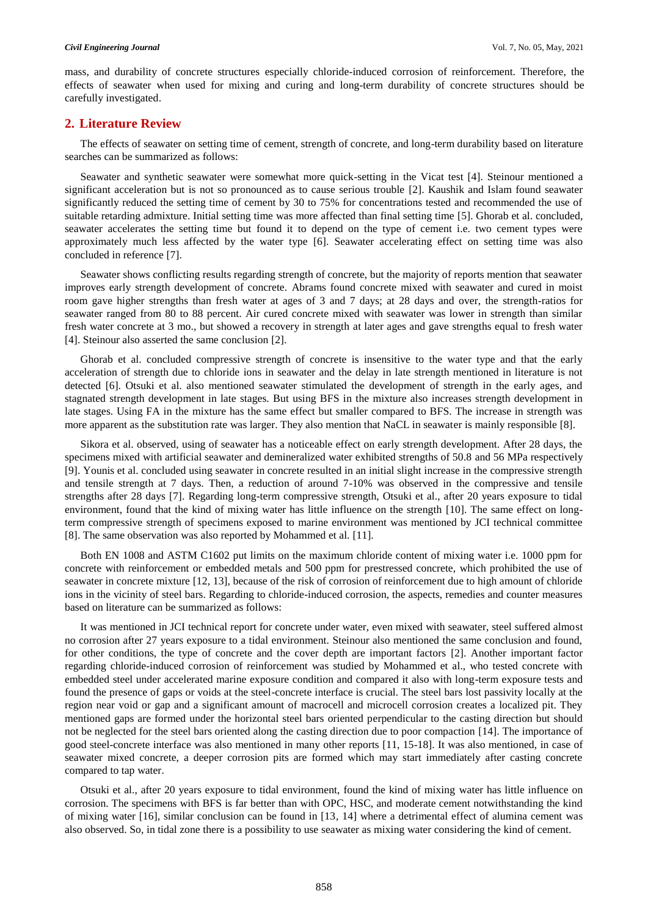mass, and durability of concrete structures especially chloride-induced corrosion of reinforcement. Therefore, the effects of seawater when used for mixing and curing and long-term durability of concrete structures should be carefully investigated.

## 2. Literature Review

The effects of seawater on setting time of cement, strength of concrete, and long-term durability based on literature searches can be summarized as follows:

Seawater and synthetic seawater were somewhat more quick-setting in the Vicat test [4]. Steinour mentioned a significant acceleration but is not so pronounced as to cause serious trouble [2]. Kaushik and Islam found seawater significantly reduced the setting time of cement by 30 to 75% for concentrations tested and recommended the use of suitable retarding admixture. Initial setting time was more affected than final setting time [5]. Ghorab et al. concluded, seawater accelerates the setting time but found it to depend on the type of cement i.e. two cement types were approximately much less affected by the water type [6]. Seawater accelerating effect on setting time was also concluded in reference [7].

Seawater shows conflicting results regarding strength of concrete, but the majority of reports mention that seawater improves early strength development of concrete. Abrams found concrete mixed with seawater and cured in moist room gave higher strengths than fresh water at ages of 3 and 7 days; at 28 days and over, the strength-ratios for seawater ranged from 80 to 88 percent. Air cured concrete mixed with seawater was lower in strength than similar fresh water concrete at 3 mo., but showed a recovery in strength at later ages and gave strengths equal to fresh water [4]. Steinour also asserted the same conclusion [2].

Ghorab et al. concluded compressive strength of concrete is insensitive to the water type and that the early acceleration of strength due to chloride ions in seawater and the delay in late strength mentioned in literature is not detected [6]. Otsuki et al. also mentioned seawater stimulated the development of strength in the early ages, and stagnated strength development in late stages. But using BFS in the mixture also increases strength development in late stages. Using FA in the mixture has the same effect but smaller compared to BFS. The increase in strength was more apparent as the substitution rate was larger. They also mention that NaCL in seawater is mainly responsible [8].

Sikora et al. observed, using of seawater has a noticeable effect on early strength development. After 28 days, the specimens mixed with artificial seawater and demineralized water exhibited strengths of 50.8 and 56 MPa respectively [9]. Younis et al. concluded using seawater in concrete resulted in an initial slight increase in the compressive strength and tensile strength at 7 days. Then, a reduction of around 7-10% was observed in the compressive and tensile strengths after 28 days [7]. Regarding long-term compressive strength, Otsuki et al., after 20 years exposure to tidal environment, found that the kind of mixing water has little influence on the strength [10]. The same effect on long-term compressive strength of specimens exposed to marine environment was mentioned by JCI technical committee [8]. The same observation was also reported by Mohammed et al. [11].

Both EN 1008 and ASTM C1602 put limits on the maximum chloride content of mixing water i.e. 1000 ppm for concrete with reinforcement or embedded metals and 500 ppm for prestressed concrete, which prohibited the use of seawater in concrete mixture [12, 13], because of the risk of corrosion of reinforcement due to high amount of chloride ions in the vicinity of steel bars. Regarding to chloride-induced corrosion, the aspects, remedies and counter measures based on literature can be summarized as follows:

It was mentioned in JCI technical report for concrete under water, even mixed with seawater, steel suffered almost no corrosion after 27 years exposure to a tidal environment. Steinour also mentioned the same conclusion and found, for other conditions, the type of concrete and the cover depth are important factors [2]. Another important factor regarding chloride-induced corrosion of reinforcement was studied by Mohammed et al., who tested concrete with embedded steel under accelerated marine exposure condition and compared it also with long-term exposure tests and found the presence of gaps or voids at the steel-concrete interface is crucial. The steel bars lost passivity locally at the region near void or gap and a significant amount of macrocell and microcell corrosion creates a localized pit. They mentioned gaps are formed under the horizontal steel bars oriented perpendicular to the casting direction but should not be neglected for the steel bars oriented along the casting direction due to poor compaction [14]. The importance of good steel-concrete interface was also mentioned in many other reports [11, 15-18]. It was also mentioned, in case of seawater mixed concrete, a deeper corrosion pits are formed which may start immediately after casting concrete compared to tap water.

Otsuki et al., after 20 years exposure to tidal environment, found the kind of mixing water has little influence on corrosion. The specimens with BFS is far better than with OPC, HSC, and moderate cement notwithstanding the kind of mixing water [16], similar conclusion can be found in [13, 14] where a detrimental effect of alumina cement was also observed. So, in tidal zone there is a possibility to use seawater as mixing water considering the kind of cement.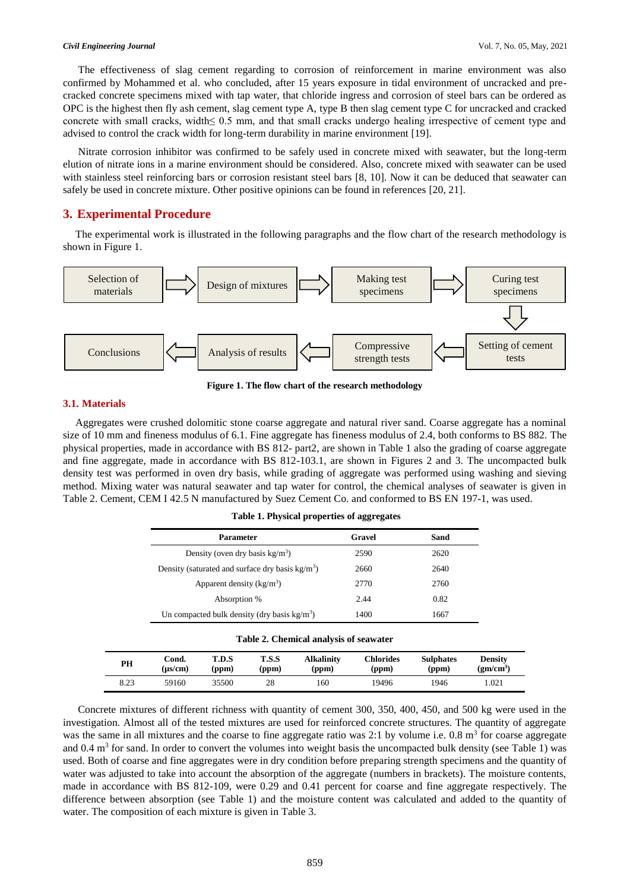The effectiveness of slag cement regarding to corrosion of reinforcement in marine environment was also confirmed by Mohammed et al. who concluded, after 15 years exposure in tidal environment of uncracked and pre-cracked concrete specimens mixed with tap water, that chloride ingress and corrosion of steel bars can be ordered as OPC is the highest then fly ash cement, slag cement type A, type B then slag cement type C for uncracked and cracked concrete with small cracks, width≤ 0.5 mm, and that small cracks undergo healing irrespective of cement type and advised to control the crack width for long-term durability in marine environment [19].

Nitrate corrosion inhibitor was confirmed to be safely used in concrete mixed with seawater, but the long-term elution of nitrate ions in a marine environment should be considered. Also, concrete mixed with seawater can be used with stainless steel reinforcing bars or corrosion resistant steel bars [8, 10]. Now it can be deduced that seawater can safely be used in concrete mixture. Other positive opinions can be found in references [20, 21].

## 3. Experimental Procedure

The experimental work is illustrated in the following paragraphs and the flow chart of the research methodology is shown in Figure 1.

Selection of materials → Design of mixtures → Making test specimens → Curing test specimens → Setting of cement tests → Compressive strength tests → Analysis of results → Conclusions

**Figure 1. The flow chart of the research methodology**

### 3.1. Materials

Aggregates were crushed dolomitic stone coarse aggregate and natural river sand. Coarse aggregate has a nominal size of 10 mm and fineness modulus of 6.1. Fine aggregate has fineness modulus of 2.4, both conforms to BS 882. The physical properties, made in accordance with BS 812- part2, are shown in Table 1 also the grading of coarse aggregate and fine aggregate, made in accordance with BS 812-103.1, are shown in Figures 2 and 3. The uncompacted bulk density test was performed in oven dry basis, while grading of aggregate was performed using washing and sieving method. Mixing water was natural seawater and tap water for control, the chemical analyses of seawater is given in Table 2. Cement, CEM I 42.5 N manufactured by Suez Cement Co. and conformed to BS EN 197-1, was used.

**Table 1. Physical properties of aggregates**

| Parameter | Gravel | Sand |
|---|---|---|
| Density (oven dry basis kg/m$^3$) | 2590 | 2620 |
| Density (saturated and surface dry basis kg/m$^3$) | 2660 | 2640 |
| Apparent density (kg/m$^3$) | 2770 | 2760 |
| Absorption % | 2.44 | 0.82 |
| Un compacted bulk density (dry basis kg/m$^3$) | 1400 | 1667 |

**Table 2. Chemical analysis of seawater**

| PH | Cond. (μs/cm) | T.D.S (ppm) | T.S.S (ppm) | Alkalinity (ppm) | Chlorides (ppm) | Sulphates (ppm) | Density (gm/cm$^3$) |
|---|---|---|---|---|---|---|---|
| 8.23 | 59160 | 35500 | 28 | 160 | 19496 | 1946 | 1.021 |

Concrete mixtures of different richness with quantity of cement 300, 350, 400, 450, and 500 kg were used in the investigation. Almost all of the tested mixtures are used for reinforced concrete structures. The quantity of aggregate was the same in all mixtures and the coarse to fine aggregate ratio was 2:1 by volume i.e. 0.8 m$^3$ for coarse aggregate and 0.4 m$^3$ for sand. In order to convert the volumes into weight basis the uncompacted bulk density (see Table 1) was used. Both of coarse and fine aggregates were in dry condition before preparing strength specimens and the quantity of water was adjusted to take into account the absorption of the aggregate (numbers in brackets). The moisture contents, made in accordance with BS 812-109, were 0.29 and 0.41 percent for coarse and fine aggregate respectively. The difference between absorption (see Table 1) and the moisture content was calculated and added to the quantity of water. The composition of each mixture is given in Table 3.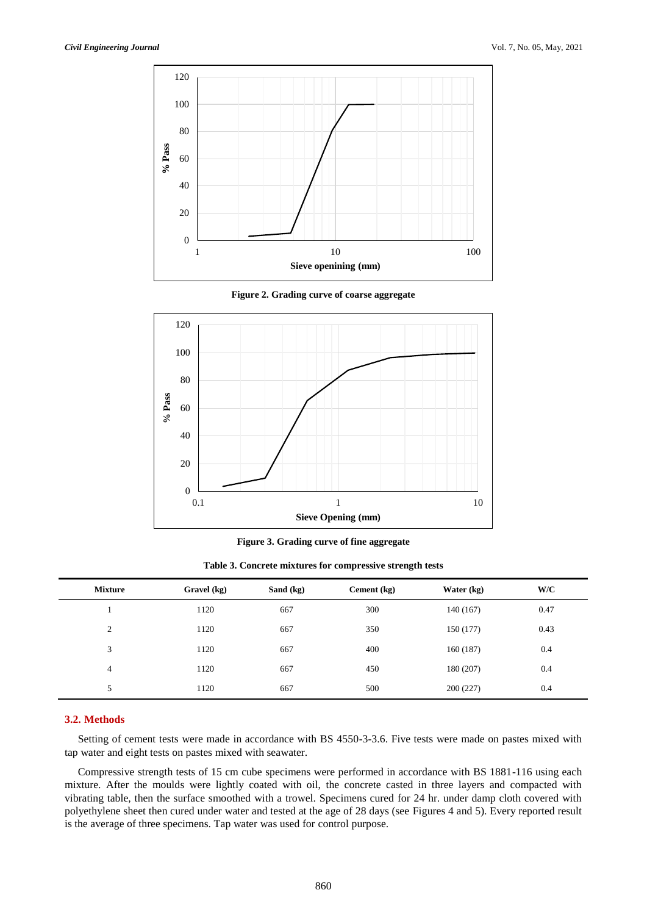Figure 2. Grading curve of coarse aggregate

Figure 3. Grading curve of fine aggregate

Table 3. Concrete mixtures for compressive strength tests

| Mixture | Gravel (kg) | Sand (kg) | Cement (kg) | Water (kg) | W/C |
|---|---|---|---|---|---|
| 1 | 1120 | 667 | 300 | 140 (167) | 0.47 |
| 2 | 1120 | 667 | 350 | 150 (177) | 0.43 |
| 3 | 1120 | 667 | 400 | 160 (187) | 0.4 |
| 4 | 1120 | 667 | 450 | 180 (207) | 0.4 |
| 5 | 1120 | 667 | 500 | 200 (227) | 0.4 |

### 3.2. Methods

Setting of cement tests were made in accordance with BS 4550-3-3.6. Five tests were made on pastes mixed with tap water and eight tests on pastes mixed with seawater.

Compressive strength tests of 15 cm cube specimens were performed in accordance with BS 1881-116 using each mixture. After the moulds were lightly coated with oil, the concrete casted in three layers and compacted with vibrating table, then the surface smoothed with a trowel. Specimens cured for 24 hr. under damp cloth covered with polyethylene sheet then cured under water and tested at the age of 28 days (see Figures 4 and 5). Every reported result is the average of three specimens. Tap water was used for control purpose.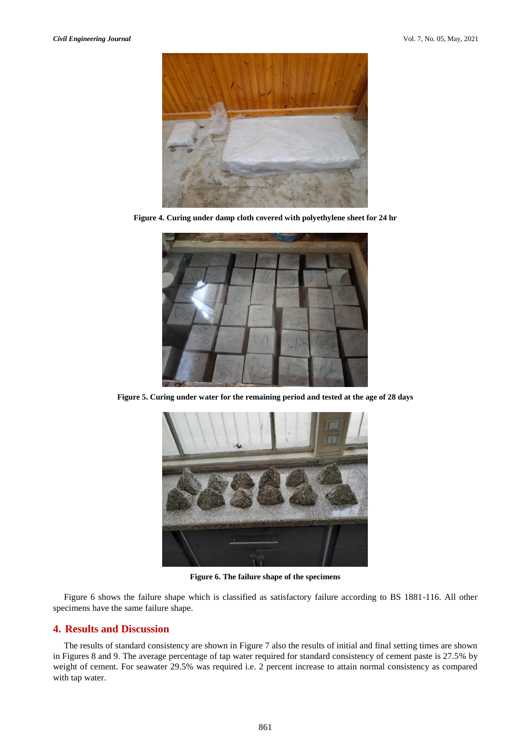Figure 4. Curing under damp cloth covered with polyethylene sheet for 24 hr

Figure 5. Curing under water for the remaining period and tested at the age of 28 days

Figure 6. The failure shape of the specimens

Figure 6 shows the failure shape which is classified as satisfactory failure according to BS 1881-116. All other specimens have the same failure shape.

## 4. Results and Discussion

The results of standard consistency are shown in Figure 7 also the results of initial and final setting times are shown in Figures 8 and 9. The average percentage of tap water required for standard consistency of cement paste is 27.5% by weight of cement. For seawater 29.5% was required i.e. 2 percent increase to attain normal consistency as compared with tap water.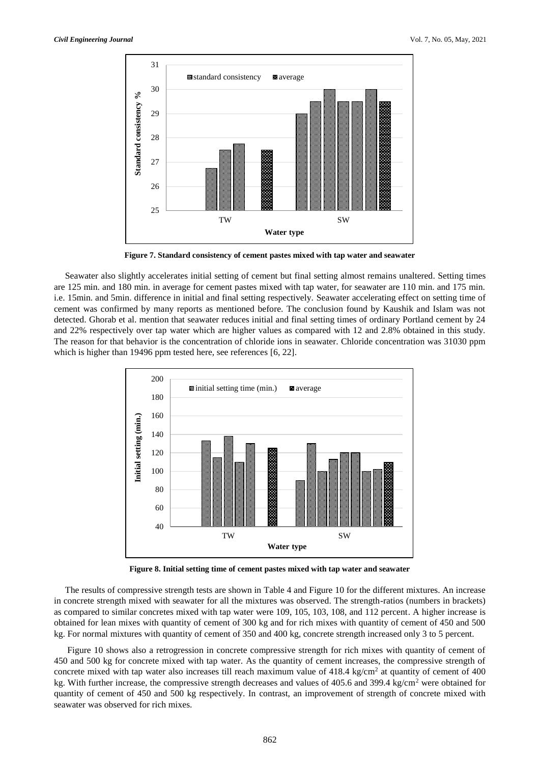**Figure 7. Standard consistency of cement pastes mixed with tap water and seawater**

Seawater also slightly accelerates initial setting of cement but final setting almost remains unaltered. Setting times are 125 min. and 180 min. in average for cement pastes mixed with tap water, for seawater are 110 min. and 175 min. i.e. 15min. and 5min. difference in initial and final setting respectively. Seawater accelerating effect on setting time of cement was confirmed by many reports as mentioned before. The conclusion found by Kaushik and Islam was not detected. Ghorab et al. mention that seawater reduces initial and final setting times of ordinary Portland cement by 24 and 22% respectively over tap water which are higher values as compared with 12 and 2.8% obtained in this study. The reason for that behavior is the concentration of chloride ions in seawater. Chloride concentration was 31030 ppm which is higher than 19496 ppm tested here, see references [6, 22].

**Figure 8. Initial setting time of cement pastes mixed with tap water and seawater**

The results of compressive strength tests are shown in Table 4 and Figure 10 for the different mixtures. An increase in concrete strength mixed with seawater for all the mixtures was observed. The strength-ratios (numbers in brackets) as compared to similar concretes mixed with tap water were 109, 105, 103, 108, and 112 percent. A higher increase is obtained for lean mixes with quantity of cement of 300 kg and for rich mixes with quantity of cement of 450 and 500 kg. For normal mixtures with quantity of cement of 350 and 400 kg, concrete strength increased only 3 to 5 percent.

Figure 10 shows also a retrogression in concrete compressive strength for rich mixes with quantity of cement of 450 and 500 kg for concrete mixed with tap water. As the quantity of cement increases, the compressive strength of concrete mixed with tap water also increases till reach maximum value of 418.4 kg/cm$^2$ at quantity of cement of 400 kg. With further increase, the compressive strength decreases and values of 405.6 and 399.4 kg/cm$^2$ were obtained for quantity of cement of 450 and 500 kg respectively. In contrast, an improvement of strength of concrete mixed with seawater was observed for rich mixes.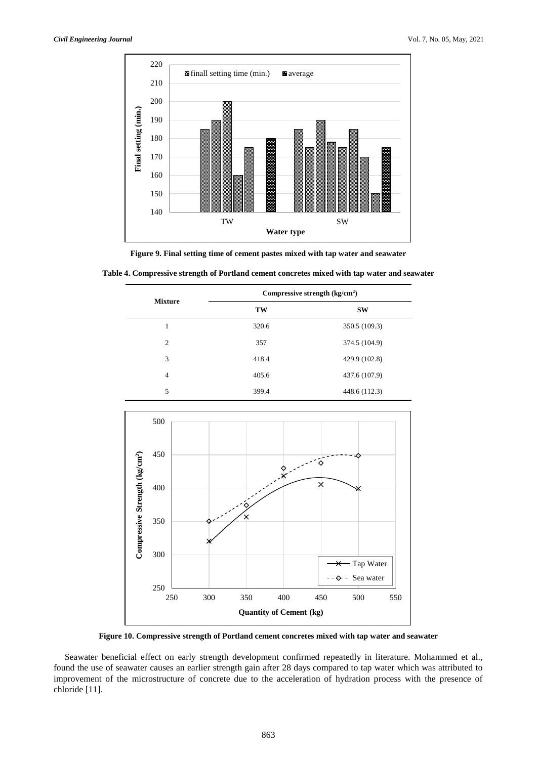**Figure 9. Final setting time of cement pastes mixed with tap water and seawater**

**Table 4. Compressive strength of Portland cement concretes mixed with tap water and seawater**

| Mixture | Compressive strength ($kg/cm^2$) | |
|---|---|---|
| | TW | SW |
| 1 | 320.6 | 350.5 (109.3) |
| 2 | 357 | 374.5 (104.9) |
| 3 | 418.4 | 429.9 (102.8) |
| 4 | 405.6 | 437.6 (107.9) |
| 5 | 399.4 | 448.6 (112.3) |

**Figure 10. Compressive strength of Portland cement concretes mixed with tap water and seawater**

Seawater beneficial effect on early strength development confirmed repeatedly in literature. Mohammed et al., found the use of seawater causes an earlier strength gain after 28 days compared to tap water which was attributed to improvement of the microstructure of concrete due to the acceleration of hydration process with the presence of chloride [11].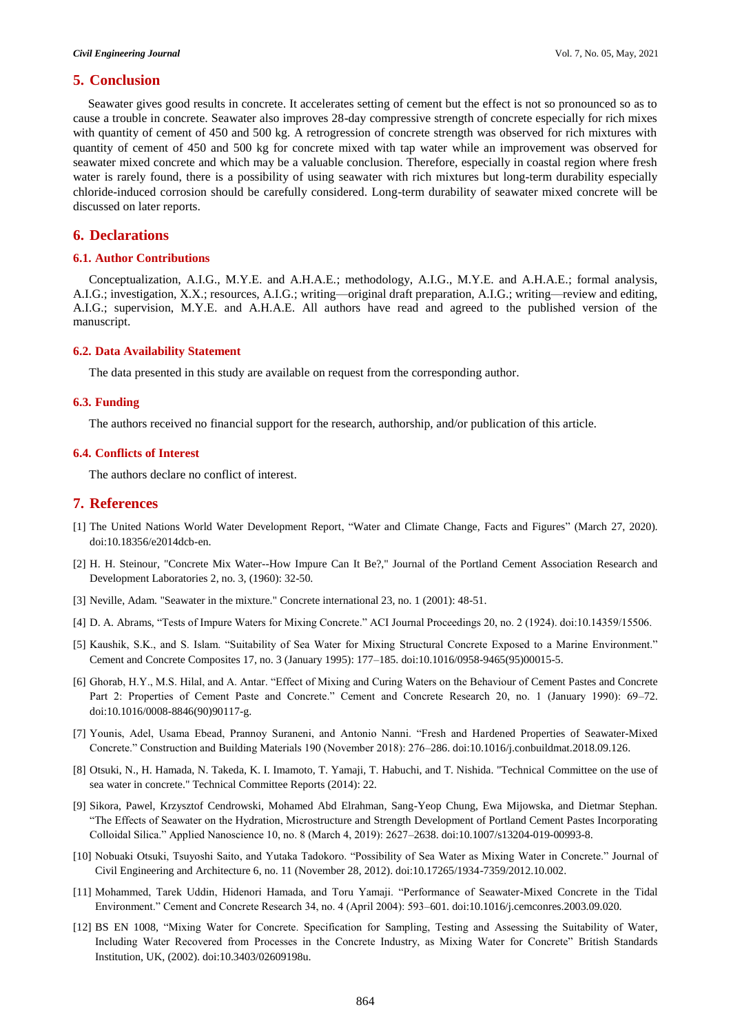## 5. Conclusion

Seawater gives good results in concrete. It accelerates setting of cement but the effect is not so pronounced so as to cause a trouble in concrete. Seawater also improves 28-day compressive strength of concrete especially for rich mixes with quantity of cement of 450 and 500 kg. A retrogression of concrete strength was observed for rich mixtures with quantity of cement of 450 and 500 kg for concrete mixed with tap water while an improvement was observed for seawater mixed concrete and which may be a valuable conclusion. Therefore, especially in coastal region where fresh water is rarely found, there is a possibility of using seawater with rich mixtures but long-term durability especially chloride-induced corrosion should be carefully considered. Long-term durability of seawater mixed concrete will be discussed on later reports.

## 6. Declarations

### 6.1. Author Contributions

Conceptualization, A.I.G., M.Y.E. and A.H.A.E.; methodology, A.I.G., M.Y.E. and A.H.A.E.; formal analysis, A.I.G.; investigation, X.X.; resources, A.I.G.; writing—original draft preparation, A.I.G.; writing—review and editing, A.I.G.; supervision, M.Y.E. and A.H.A.E. All authors have read and agreed to the published version of the manuscript.

### 6.2. Data Availability Statement

The data presented in this study are available on request from the corresponding author.

### 6.3. Funding

The authors received no financial support for the research, authorship, and/or publication of this article.

### 6.4. Conflicts of Interest

The authors declare no conflict of interest.

## 7. References

[1] The United Nations World Water Development Report, "Water and Climate Change, Facts and Figures" (March 27, 2020). doi:10.18356/e2014dcb-en.

[2] H. H. Steinour, "Concrete Mix Water--How Impure Can It Be?," Journal of the Portland Cement Association Research and Development Laboratories 2, no. 3, (1960): 32-50.

[3] Neville, Adam. "Seawater in the mixture." Concrete international 23, no. 1 (2001): 48-51.

[4] D. A. Abrams, "Tests of Impure Waters for Mixing Concrete." ACI Journal Proceedings 20, no. 2 (1924). doi:10.14359/15506.

[5] Kaushik, S.K., and S. Islam. "Suitability of Sea Water for Mixing Structural Concrete Exposed to a Marine Environment." Cement and Concrete Composites 17, no. 3 (January 1995): 177–185. doi:10.1016/0958-9465(95)00015-5.

[6] Ghorab, H.Y., M.S. Hilal, and A. Antar. "Effect of Mixing and Curing Waters on the Behaviour of Cement Pastes and Concrete Part 2: Properties of Cement Paste and Concrete." Cement and Concrete Research 20, no. 1 (January 1990): 69–72. doi:10.1016/0008-8846(90)90117-g.

[7] Younis, Adel, Usama Ebead, Prannoy Suraneni, and Antonio Nanni. "Fresh and Hardened Properties of Seawater-Mixed Concrete." Construction and Building Materials 190 (November 2018): 276–286. doi:10.1016/j.conbuildmat.2018.09.126.

[8] Otsuki, N., H. Hamada, N. Takeda, K. I. Imamoto, T. Yamaji, T. Habuchi, and T. Nishida. "Technical Committee on the use of sea water in concrete." Technical Committee Reports (2014): 22.

[9] Sikora, Pawel, Krzysztof Cendrowski, Mohamed Abd Elrahman, Sang-Yeop Chung, Ewa Mijowska, and Dietmar Stephan. "The Effects of Seawater on the Hydration, Microstructure and Strength Development of Portland Cement Pastes Incorporating Colloidal Silica." Applied Nanoscience 10, no. 8 (March 4, 2019): 2627–2638. doi:10.1007/s13204-019-00993-8.

[10] Nobuaki Otsuki, Tsuyoshi Saito, and Yutaka Tadokoro. "Possibility of Sea Water as Mixing Water in Concrete." Journal of Civil Engineering and Architecture 6, no. 11 (November 28, 2012). doi:10.17265/1934-7359/2012.10.002.

[11] Mohammed, Tarek Uddin, Hidenori Hamada, and Toru Yamaji. "Performance of Seawater-Mixed Concrete in the Tidal Environment." Cement and Concrete Research 34, no. 4 (April 2004): 593–601. doi:10.1016/j.cemconres.2003.09.020.

[12] BS EN 1008, "Mixing Water for Concrete. Specification for Sampling, Testing and Assessing the Suitability of Water, Including Water Recovered from Processes in the Concrete Industry, as Mixing Water for Concrete" British Standards Institution, UK, (2002). doi:10.3403/02609198u.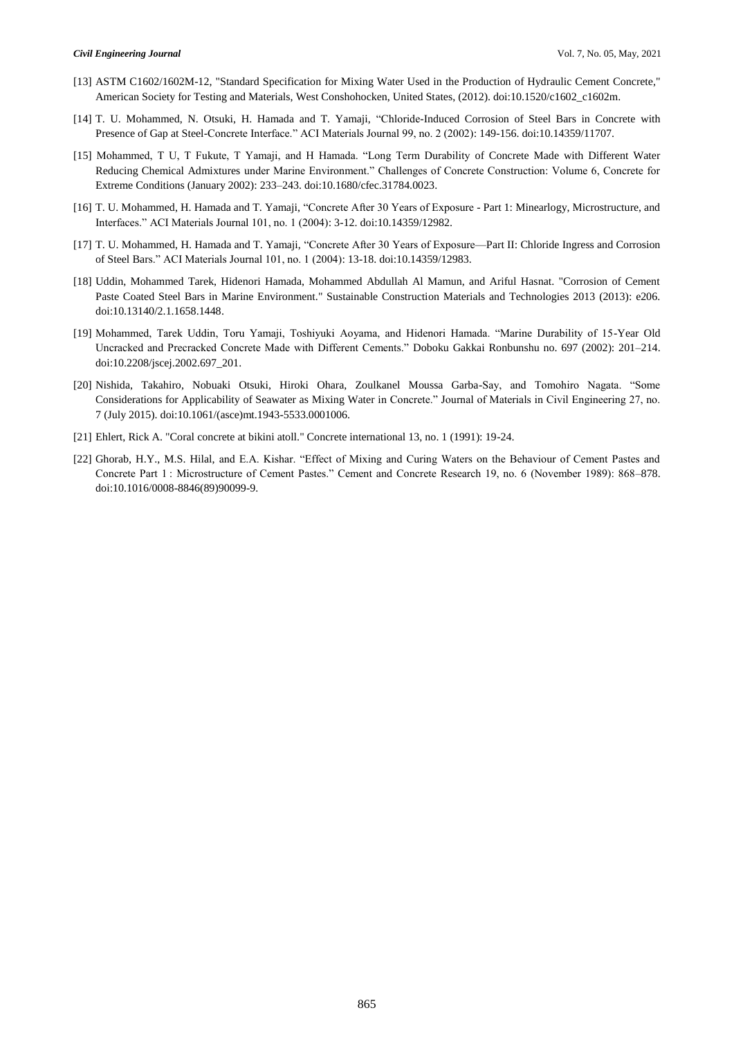[13] ASTM C1602/1602M-12, "Standard Specification for Mixing Water Used in the Production of Hydraulic Cement Concrete," American Society for Testing and Materials, West Conshohocken, United States, (2012). doi:10.1520/c1602_c1602m.

[14] T. U. Mohammed, N. Otsuki, H. Hamada and T. Yamaji, "Chloride-Induced Corrosion of Steel Bars in Concrete with Presence of Gap at Steel-Concrete Interface." ACI Materials Journal 99, no. 2 (2002): 149-156. doi:10.14359/11707.

[15] Mohammed, T U, T Fukute, T Yamaji, and H Hamada. "Long Term Durability of Concrete Made with Different Water Reducing Chemical Admixtures under Marine Environment." Challenges of Concrete Construction: Volume 6, Concrete for Extreme Conditions (January 2002): 233–243. doi:10.1680/cfec.31784.0023.

[16] T. U. Mohammed, H. Hamada and T. Yamaji, "Concrete After 30 Years of Exposure - Part 1: Minearlogy, Microstructure, and Interfaces." ACI Materials Journal 101, no. 1 (2004): 3-12. doi:10.14359/12982.

[17] T. U. Mohammed, H. Hamada and T. Yamaji, "Concrete After 30 Years of Exposure—Part II: Chloride Ingress and Corrosion of Steel Bars." ACI Materials Journal 101, no. 1 (2004): 13-18. doi:10.14359/12983.

[18] Uddin, Mohammed Tarek, Hidenori Hamada, Mohammed Abdullah Al Mamun, and Ariful Hasnat. "Corrosion of Cement Paste Coated Steel Bars in Marine Environment." Sustainable Construction Materials and Technologies 2013 (2013): e206. doi:10.13140/2.1.1658.1448.

[19] Mohammed, Tarek Uddin, Toru Yamaji, Toshiyuki Aoyama, and Hidenori Hamada. "Marine Durability of 15-Year Old Uncracked and Precracked Concrete Made with Different Cements." Doboku Gakkai Ronbunshu no. 697 (2002): 201–214. doi:10.2208/jscej.2002.697_201.

[20] Nishida, Takahiro, Nobuaki Otsuki, Hiroki Ohara, Zoulkanel Moussa Garba-Say, and Tomohiro Nagata. "Some Considerations for Applicability of Seawater as Mixing Water in Concrete." Journal of Materials in Civil Engineering 27, no. 7 (July 2015). doi:10.1061/(asce)mt.1943-5533.0001006.

[21] Ehlert, Rick A. "Coral concrete at bikini atoll." Concrete international 13, no. 1 (1991): 19-24.

[22] Ghorab, H.Y., M.S. Hilal, and E.A. Kishar. "Effect of Mixing and Curing Waters on the Behaviour of Cement Pastes and Concrete Part 1 : Microstructure of Cement Pastes." Cement and Concrete Research 19, no. 6 (November 1989): 868–878. doi:10.1016/0008-8846(89)90099-9.